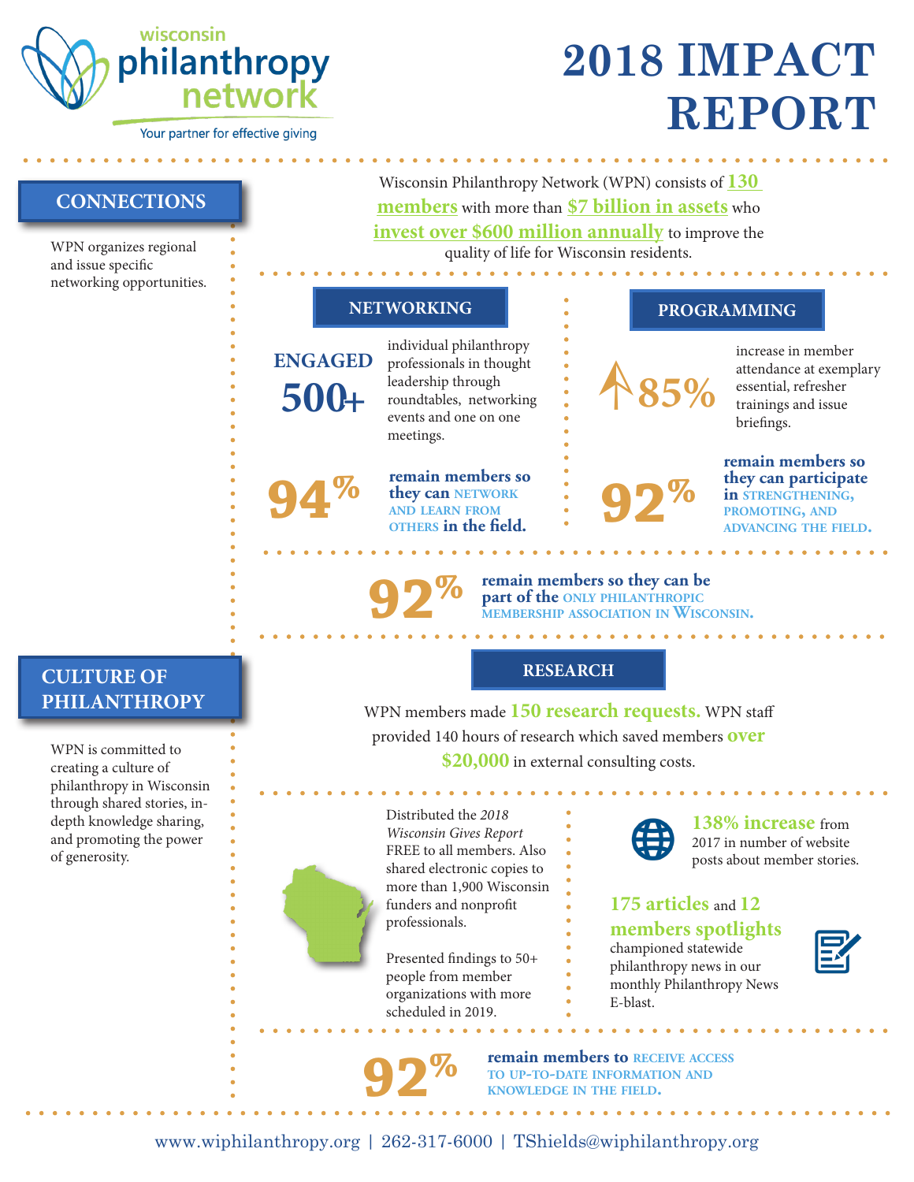wisconsin philanthropy network

Your partner for effective giving

# 2018 IMPACT REPORT

## CONNECTIONS

WPN organizes regional and issue specific networking opportunities.

Wisconsin Philanthropy Network (WPN) consists of **130 members** with more than **$7 billion in assets** who **invest over $600 million annually** to improve the quality of life for Wisconsin residents.

### NETWORKING

**ENGAGED 500+** individual philanthropy professionals in thought leadership through roundtables, networking events and one on one meetings.

**94%** **remain members so they can** NETWORK AND LEARN FROM OTHERS **in the field.**

### PROGRAMMING

**↑85%** increase in member attendance at exemplary essential, refresher trainings and issue briefings.

**92%** **remain members so they can participate in** STRENGTHENING, PROMOTING, AND ADVANCING THE FIELD.

**92%** **remain members so they can be part of the** ONLY PHILANTHROPIC MEMBERSHIP ASSOCIATION IN WISCONSIN.

## CULTURE OF PHILANTHROPY

WPN is committed to creating a culture of philanthropy in Wisconsin through shared stories, in-depth knowledge sharing, and promoting the power of generosity.

### RESEARCH

WPN members made **150 research requests.** WPN staff provided 140 hours of research which saved members **over $20,000** in external consulting costs.

Distributed the *2018 Wisconsin Gives Report* FREE to all members. Also shared electronic copies to more than 1,900 Wisconsin funders and nonprofit professionals.

Presented findings to 50+ people from member organizations with more scheduled in 2019.

**138% increase** from 2017 in number of website posts about member stories.

**175 articles** and **12 members spotlights** championed statewide philanthropy news in our monthly Philanthropy News E-blast.

**92%** **remain members to** RECEIVE ACCESS TO UP-TO-DATE INFORMATION AND KNOWLEDGE IN THE FIELD.

www.wiphilanthropy.org | 262-317-6000 | TShields@wiphilanthropy.org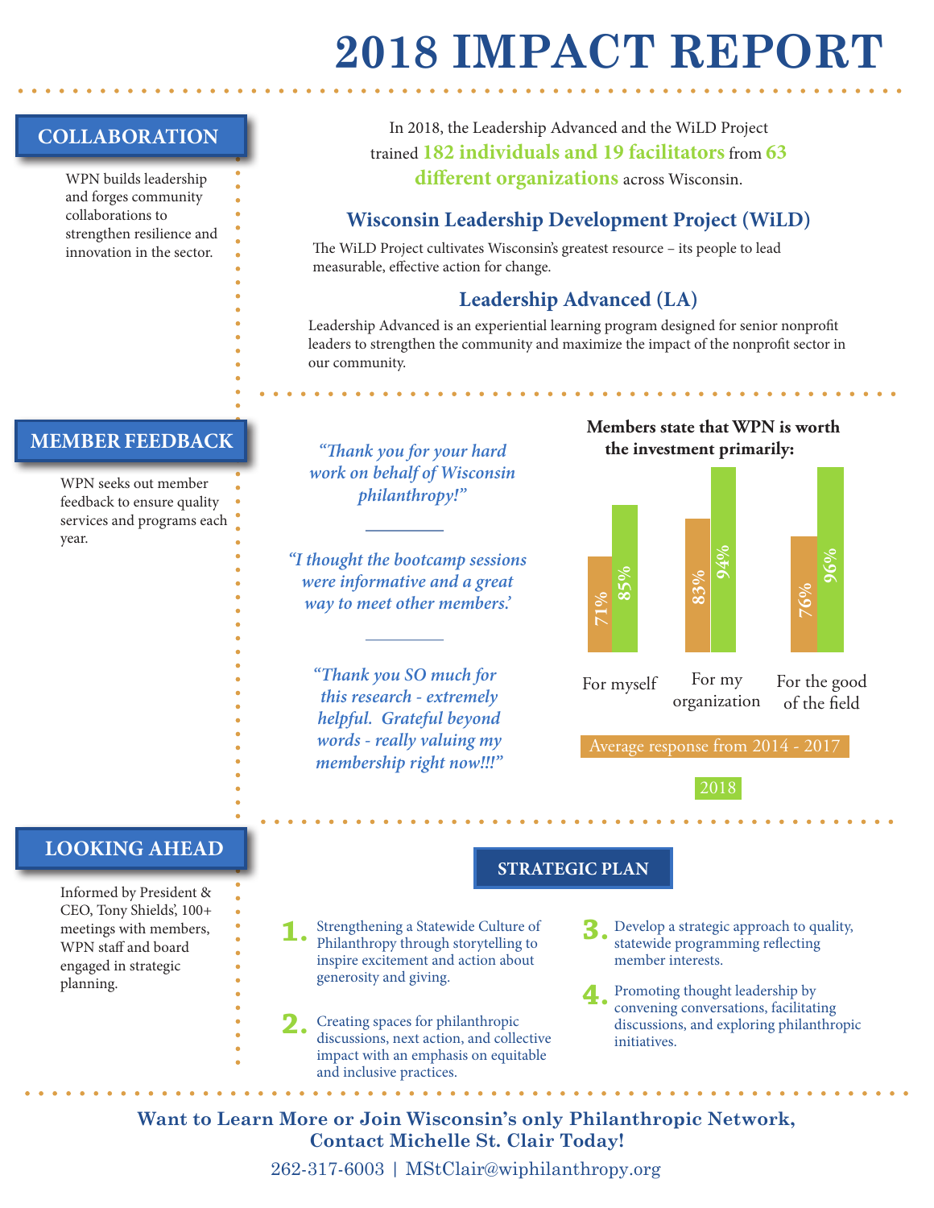# 2018 IMPACT REPORT

## COLLABORATION

WPN builds leadership and forges community collaborations to strengthen resilience and innovation in the sector.

In 2018, the Leadership Advanced and the WiLD Project trained **182 individuals and 19 facilitators** from **63 different organizations** across Wisconsin.

### Wisconsin Leadership Development Project (WiLD)

The WiLD Project cultivates Wisconsin's greatest resource – its people to lead measurable, effective action for change.

### Leadership Advanced (LA)

Leadership Advanced is an experiential learning program designed for senior nonprofit leaders to strengthen the community and maximize the impact of the nonprofit sector in our community.

## MEMBER FEEDBACK

WPN seeks out member feedback to ensure quality services and programs each year.

*"Thank you for your hard work on behalf of Wisconsin philanthropy!"*

*"I thought the bootcamp sessions were informative and a great way to meet other members.'*

*"Thank you SO much for this research - extremely helpful. Grateful beyond words - really valuing my membership right now!!!"*

**Members state that WPN is worth the investment primarily:**

For myself: 71% 85%

For my organization: 83% 94%

For the good of the field: 76% 96%

Average response from 2014 - 2017

2018

## LOOKING AHEAD

Informed by President & CEO, Tony Shields', 100+ meetings with members, WPN staff and board engaged in strategic planning.

### STRATEGIC PLAN

1. Strengthening a Statewide Culture of Philanthropy through storytelling to inspire excitement and action about generosity and giving.
2. Creating spaces for philanthropic discussions, next action, and collective impact with an emphasis on equitable and inclusive practices.
3. Develop a strategic approach to quality, statewide programming reflecting member interests.
4. Promoting thought leadership by convening conversations, facilitating discussions, and exploring philanthropic initiatives.

**Want to Learn More or Join Wisconsin's only Philanthropic Network, Contact Michelle St. Clair Today!**

262-317-6003 | MStClair@wiphilanthropy.org